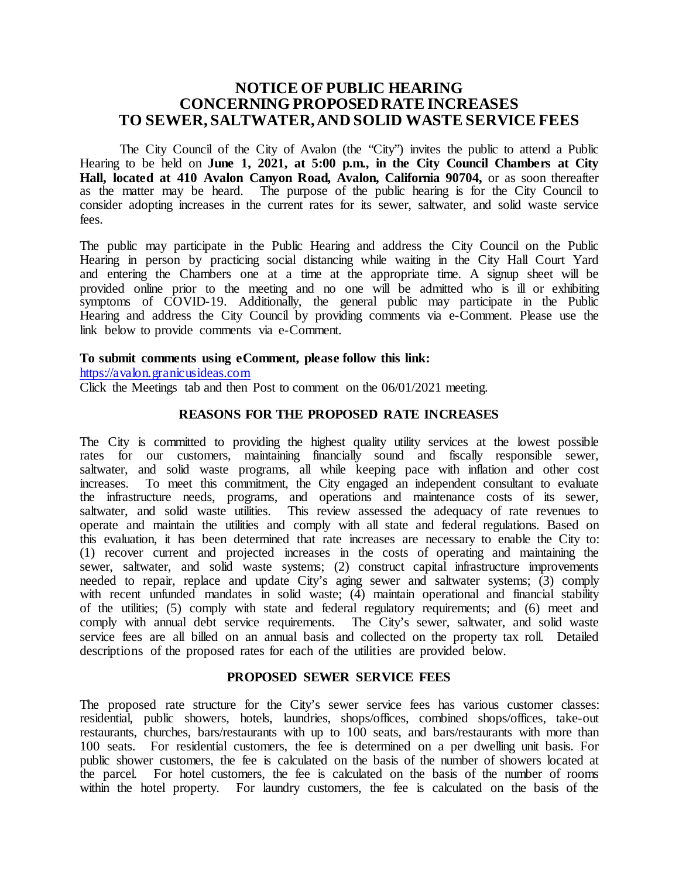# NOTICE OF PUBLIC HEARING
# CONCERNING PROPOSED RATE INCREASES
# TO SEWER, SALTWATER, AND SOLID WASTE SERVICE FEES

The City Council of the City of Avalon (the "City") invites the public to attend a Public Hearing to be held on **June 1, 2021, at 5:00 p.m., in the City Council Chambers at City Hall, located at 410 Avalon Canyon Road, Avalon, California 90704,** or as soon thereafter as the matter may be heard. The purpose of the public hearing is for the City Council to consider adopting increases in the current rates for its sewer, saltwater, and solid waste service fees.

The public may participate in the Public Hearing and address the City Council on the Public Hearing in person by practicing social distancing while waiting in the City Hall Court Yard and entering the Chambers one at a time at the appropriate time. A signup sheet will be provided online prior to the meeting and no one will be admitted who is ill or exhibiting symptoms of COVID-19. Additionally, the general public may participate in the Public Hearing and address the City Council by providing comments via e-Comment. Please use the link below to provide comments via e-Comment.

**To submit comments using eComment, please follow this link:**
https://avalon.granicusideas.com
Click the Meetings tab and then Post to comment on the 06/01/2021 meeting.

### REASONS FOR THE PROPOSED RATE INCREASES

The City is committed to providing the highest quality utility services at the lowest possible rates for our customers, maintaining financially sound and fiscally responsible sewer, saltwater, and solid waste programs, all while keeping pace with inflation and other cost increases. To meet this commitment, the City engaged an independent consultant to evaluate the infrastructure needs, programs, and operations and maintenance costs of its sewer, saltwater, and solid waste utilities. This review assessed the adequacy of rate revenues to operate and maintain the utilities and comply with all state and federal regulations. Based on this evaluation, it has been determined that rate increases are necessary to enable the City to: (1) recover current and projected increases in the costs of operating and maintaining the sewer, saltwater, and solid waste systems; (2) construct capital infrastructure improvements needed to repair, replace and update City's aging sewer and saltwater systems; (3) comply with recent unfunded mandates in solid waste; (4) maintain operational and financial stability of the utilities; (5) comply with state and federal regulatory requirements; and (6) meet and comply with annual debt service requirements. The City's sewer, saltwater, and solid waste service fees are all billed on an annual basis and collected on the property tax roll. Detailed descriptions of the proposed rates for each of the utilities are provided below.

### PROPOSED SEWER SERVICE FEES

The proposed rate structure for the City's sewer service fees has various customer classes: residential, public showers, hotels, laundries, shops/offices, combined shops/offices, take-out restaurants, churches, bars/restaurants with up to 100 seats, and bars/restaurants with more than 100 seats. For residential customers, the fee is determined on a per dwelling unit basis. For public shower customers, the fee is calculated on the basis of the number of showers located at the parcel. For hotel customers, the fee is calculated on the basis of the number of rooms within the hotel property. For laundry customers, the fee is calculated on the basis of the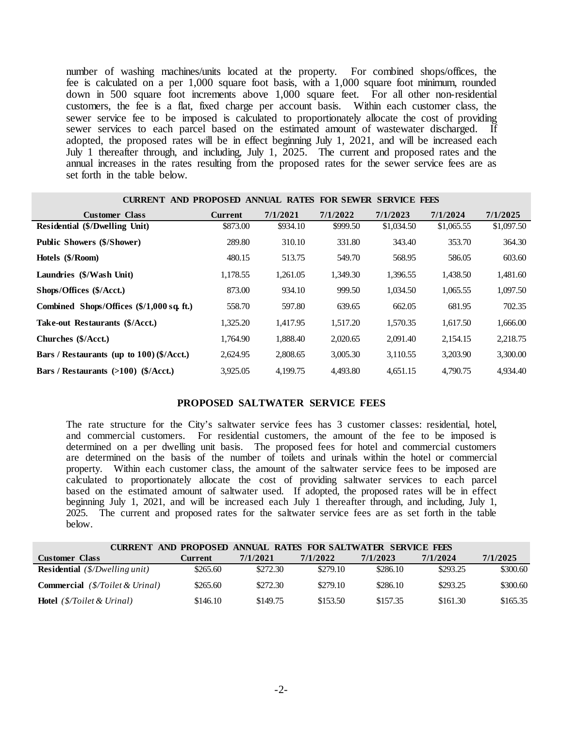number of washing machines/units located at the property. For combined shops/offices, the fee is calculated on a per 1,000 square foot basis, with a 1,000 square foot minimum, rounded down in 500 square foot increments above 1,000 square feet. For all other non-residential customers, the fee is a flat, fixed charge per account basis. Within each customer class, the sewer service fee to be imposed is calculated to proportionately allocate the cost of providing sewer services to each parcel based on the estimated amount of wastewater discharged. If adopted, the proposed rates will be in effect beginning July 1, 2021, and will be increased each July 1 thereafter through, and including, July 1, 2025. The current and proposed rates and the annual increases in the rates resulting from the proposed rates for the sewer service fees are as set forth in the table below.

| CURRENT AND PROPOSED ANNUAL RATES FOR SEWER SERVICE FEES | | | | | | |
|---|---|---|---|---|---|---|
| **Customer Class** | **Current** | **7/1/2021** | **7/1/2022** | **7/1/2023** | **7/1/2024** | **7/1/2025** |
| **Residential ($/Dwelling Unit)** | $873.00 | $934.10 | $999.50 | $1,034.50 | $1,065.55 | $1,097.50 |
| **Public Showers ($/Shower)** | 289.80 | 310.10 | 331.80 | 343.40 | 353.70 | 364.30 |
| **Hotels ($/Room)** | 480.15 | 513.75 | 549.70 | 568.95 | 586.05 | 603.60 |
| **Laundries ($/Wash Unit)** | 1,178.55 | 1,261.05 | 1,349.30 | 1,396.55 | 1,438.50 | 1,481.60 |
| **Shops/Offices ($/Acct.)** | 873.00 | 934.10 | 999.50 | 1,034.50 | 1,065.55 | 1,097.50 |
| **Combined Shops/Offices ($/1,000 sq. ft.)** | 558.70 | 597.80 | 639.65 | 662.05 | 681.95 | 702.35 |
| **Take-out Restaurants ($/Acct.)** | 1,325.20 | 1,417.95 | 1,517.20 | 1,570.35 | 1,617.50 | 1,666.00 |
| **Churches ($/Acct.)** | 1,764.90 | 1,888.40 | 2,020.65 | 2,091.40 | 2,154.15 | 2,218.75 |
| **Bars / Restaurants (up to 100) ($/Acct.)** | 2,624.95 | 2,808.65 | 3,005.30 | 3,110.55 | 3,203.90 | 3,300.00 |
| **Bars / Restaurants (>100) ($/Acct.)** | 3,925.05 | 4,199.75 | 4,493.80 | 4,651.15 | 4,790.75 | 4,934.40 |

## PROPOSED SALTWATER SERVICE FEES

The rate structure for the City's saltwater service fees has 3 customer classes: residential, hotel, and commercial customers. For residential customers, the amount of the fee to be imposed is determined on a per dwelling unit basis. The proposed fees for hotel and commercial customers are determined on the basis of the number of toilets and urinals within the hotel or commercial property. Within each customer class, the amount of the saltwater service fees to be imposed are calculated to proportionately allocate the cost of providing saltwater services to each parcel based on the estimated amount of saltwater used. If adopted, the proposed rates will be in effect beginning July 1, 2021, and will be increased each July 1 thereafter through, and including, July 1, 2025. The current and proposed rates for the saltwater service fees are as set forth in the table below.

| CURRENT AND PROPOSED ANNUAL RATES FOR SALTWATER SERVICE FEES | | | | | | |
|---|---|---|---|---|---|---|
| **Customer Class** | **Current** | **7/1/2021** | **7/1/2022** | **7/1/2023** | **7/1/2024** | **7/1/2025** |
| **Residential** *($/Dwelling unit)* | $265.60 | $272.30 | $279.10 | $286.10 | $293.25 | $300.60 |
| **Commercial** *($/Toilet & Urinal)* | $265.60 | $272.30 | $279.10 | $286.10 | $293.25 | $300.60 |
| **Hotel** *($/Toilet & Urinal)* | $146.10 | $149.75 | $153.50 | $157.35 | $161.30 | $165.35 |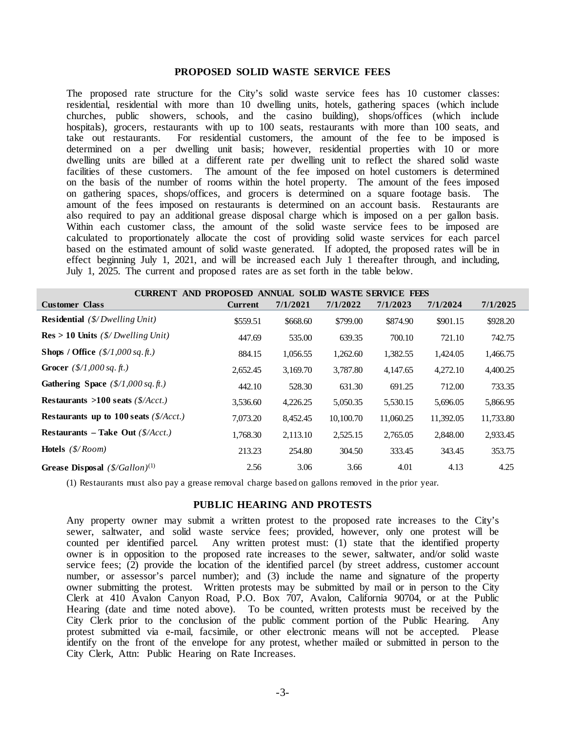## PROPOSED SOLID WASTE SERVICE FEES

The proposed rate structure for the City's solid waste service fees has 10 customer classes: residential, residential with more than 10 dwelling units, hotels, gathering spaces (which include churches, public showers, schools, and the casino building), shops/offices (which include hospitals), grocers, restaurants with up to 100 seats, restaurants with more than 100 seats, and take out restaurants. For residential customers, the amount of the fee to be imposed is determined on a per dwelling unit basis; however, residential properties with 10 or more dwelling units are billed at a different rate per dwelling unit to reflect the shared solid waste facilities of these customers. The amount of the fee imposed on hotel customers is determined on the basis of the number of rooms within the hotel property. The amount of the fees imposed on gathering spaces, shops/offices, and grocers is determined on a square footage basis. The amount of the fees imposed on restaurants is determined on an account basis. Restaurants are also required to pay an additional grease disposal charge which is imposed on a per gallon basis. Within each customer class, the amount of the solid waste service fees to be imposed are calculated to proportionately allocate the cost of providing solid waste services for each parcel based on the estimated amount of solid waste generated. If adopted, the proposed rates will be in effect beginning July 1, 2021, and will be increased each July 1 thereafter through, and including, July 1, 2025. The current and proposed rates are as set forth in the table below.

| CURRENT AND PROPOSED ANNUAL SOLID WASTE SERVICE FEES | | | | | | |
|---|---|---|---|---|---|---|
| **Customer Class** | **Current** | **7/1/2021** | **7/1/2022** | **7/1/2023** | **7/1/2024** | **7/1/2025** |
| **Residential** *($/ Dwelling Unit)* | $559.51 | $668.60 | $799.00 | $874.90 | $901.15 | $928.20 |
| **Res > 10 Units** *($/ Dwelling Unit)* | 447.69 | 535.00 | 639.35 | 700.10 | 721.10 | 742.75 |
| **Shops / Office** *($/1,000 sq. ft.)* | 884.15 | 1,056.55 | 1,262.60 | 1,382.55 | 1,424.05 | 1,466.75 |
| **Grocer** *($/1,000 sq. ft.)* | 2,652.45 | 3,169.70 | 3,787.80 | 4,147.65 | 4,272.10 | 4,400.25 |
| **Gathering Space** *($/1,000 sq. ft.)* | 442.10 | 528.30 | 631.30 | 691.25 | 712.00 | 733.35 |
| **Restaurants >100 seats** *($/Acct.)* | 3,536.60 | 4,226.25 | 5,050.35 | 5,530.15 | 5,696.05 | 5,866.95 |
| **Restaurants up to 100 seats** *($/Acct.)* | 7,073.20 | 8,452.45 | 10,100.70 | 11,060.25 | 11,392.05 | 11,733.80 |
| **Restaurants – Take Out** *($/Acct.)* | 1,768.30 | 2,113.10 | 2,525.15 | 2,765.05 | 2,848.00 | 2,933.45 |
| **Hotels** *($/ Room)* | 213.23 | 254.80 | 304.50 | 333.45 | 343.45 | 353.75 |
| **Grease Disposal** *($/Gallon)*[(1)] | 2.56 | 3.06 | 3.66 | 4.01 | 4.13 | 4.25 |

(1) Restaurants must also pay a grease removal charge based on gallons removed in the prior year.

## PUBLIC HEARING AND PROTESTS

Any property owner may submit a written protest to the proposed rate increases to the City's sewer, saltwater, and solid waste service fees; provided, however, only one protest will be counted per identified parcel. Any written protest must: (1) state that the identified property owner is in opposition to the proposed rate increases to the sewer, saltwater, and/or solid waste service fees; (2) provide the location of the identified parcel (by street address, customer account number, or assessor's parcel number); and (3) include the name and signature of the property owner submitting the protest. Written protests may be submitted by mail or in person to the City Clerk at 410 Avalon Canyon Road, P.O. Box 707, Avalon, California 90704, or at the Public Hearing (date and time noted above). To be counted, written protests must be received by the City Clerk prior to the conclusion of the public comment portion of the Public Hearing. Any protest submitted via e-mail, facsimile, or other electronic means will not be accepted. Please identify on the front of the envelope for any protest, whether mailed or submitted in person to the City Clerk, Attn: Public Hearing on Rate Increases.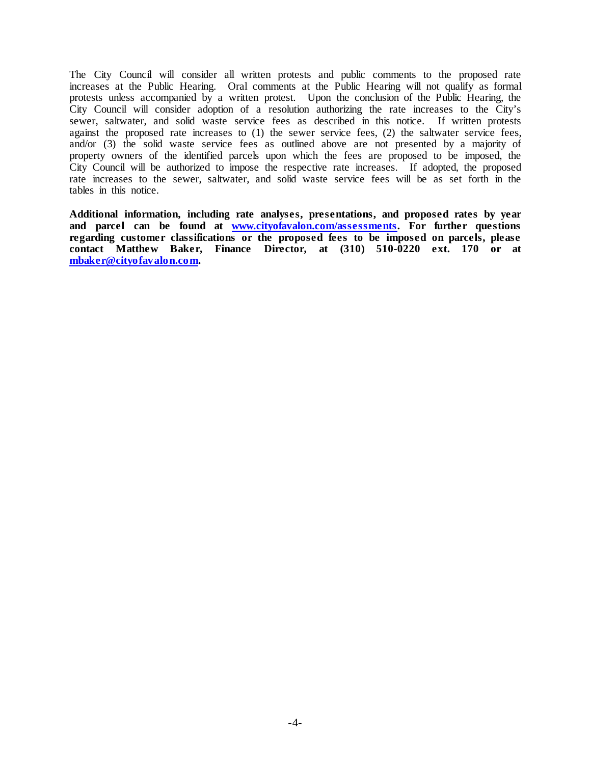The City Council will consider all written protests and public comments to the proposed rate increases at the Public Hearing. Oral comments at the Public Hearing will not qualify as formal protests unless accompanied by a written protest. Upon the conclusion of the Public Hearing, the City Council will consider adoption of a resolution authorizing the rate increases to the City's sewer, saltwater, and solid waste service fees as described in this notice. If written protests against the proposed rate increases to (1) the sewer service fees, (2) the saltwater service fees, and/or (3) the solid waste service fees as outlined above are not presented by a majority of property owners of the identified parcels upon which the fees are proposed to be imposed, the City Council will be authorized to impose the respective rate increases. If adopted, the proposed rate increases to the sewer, saltwater, and solid waste service fees will be as set forth in the tables in this notice.

**Additional information, including rate analyses, presentations, and proposed rates by year and parcel can be found at [www.cityofavalon.com/assessments](http://www.cityofavalon.com/assessments). For further questions regarding customer classifications or the proposed fees to be imposed on parcels, please contact Matthew Baker, Finance Director, at (310) 510-0220 ext. 170 or at [mbaker@cityofavalon.com](mailto:mbaker@cityofavalon.com).**